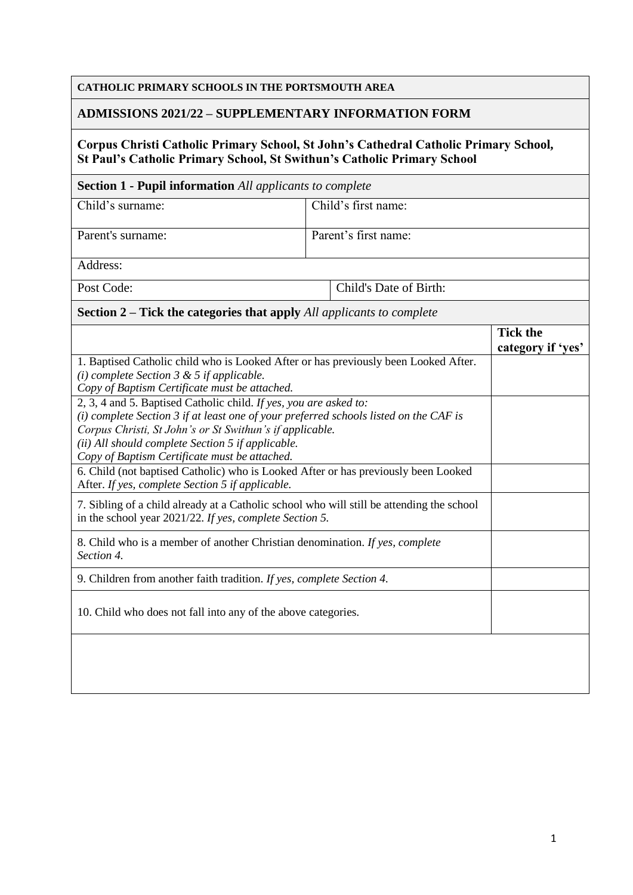**CATHOLIC PRIMARY SCHOOLS IN THE PORTSMOUTH AREA**

## ADMISSIONS 2021/22 – SUPPLEMENTARY INFORMATION FORM

**Corpus Christi Catholic Primary School, St John's Cathedral Catholic Primary School, St Paul's Catholic Primary School, St Swithun's Catholic Primary School**

**Section 1 - Pupil information** *All applicants to complete*

| Child's surname: | Child's first name: |
|---|---|
| Parent's surname: | Parent's first name: |
| Address: | |
| Post Code: | Child's Date of Birth: |

**Section 2 – Tick the categories that apply** *All applicants to complete*

| | **Tick the category if 'yes'** |
|---|---|
| 1. Baptised Catholic child who is Looked After or has previously been Looked After. *(i) complete Section 3 & 5 if applicable. Copy of Baptism Certificate must be attached.* | |
| 2, 3, 4 and 5. Baptised Catholic child. *If yes, you are asked to: (i) complete Section 3 if at least one of your preferred schools listed on the CAF is Corpus Christi, St John's or St Swithun's if applicable. (ii) All should complete Section 5 if applicable. Copy of Baptism Certificate must be attached.* | |
| 6. Child (not baptised Catholic) who is Looked After or has previously been Looked After. *If yes, complete Section 5 if applicable.* | |
| 7. Sibling of a child already at a Catholic school who will still be attending the school in the school year 2021/22. *If yes, complete Section 5.* | |
| 8. Child who is a member of another Christian denomination. *If yes, complete Section 4.* | |
| 9. Children from another faith tradition. *If yes, complete Section 4.* | |
| 10. Child who does not fall into any of the above categories. | |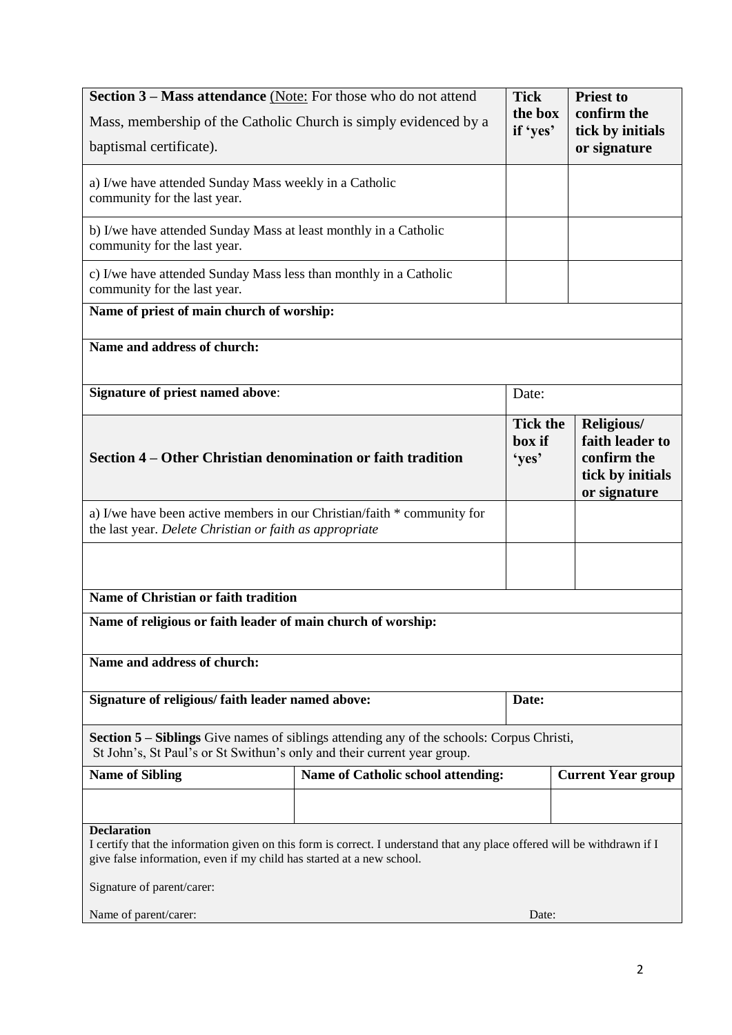| **Section 3 – Mass attendance** (Note: For those who do not attend Mass, membership of the Catholic Church is simply evidenced by a baptismal certificate). | **Tick the box if 'yes'** | **Priest to confirm the tick by initials or signature** |
|---|---|---|
| a) I/we have attended Sunday Mass weekly in a Catholic community for the last year. | | |
| b) I/we have attended Sunday Mass at least monthly in a Catholic community for the last year. | | |
| c) I/we have attended Sunday Mass less than monthly in a Catholic community for the last year. | | |
| **Name of priest of main church of worship:** | | |
| **Name and address of church:** | | |
| **Signature of priest named above**: | Date: | |

| **Section 4 – Other Christian denomination or faith tradition** | **Tick the box if 'yes'** | **Religious/ faith leader to confirm the tick by initials or signature** |
|---|---|---|
| a) I/we have been active members in our Christian/faith * community for the last year. *Delete Christian or faith as appropriate* | | |
| | | |
| **Name of Christian or faith tradition** | | |
| **Name of religious or faith leader of main church of worship:** | | |
| **Name and address of church:** | | |
| **Signature of religious/ faith leader named above:** | **Date:** | |

**Section 5 – Siblings** Give names of siblings attending any of the schools: Corpus Christi, St John's, St Paul's or St Swithun's only and their current year group.

| **Name of Sibling** | **Name of Catholic school attending:** | **Current Year group** |
|---|---|---|
| | | |

**Declaration**

I certify that the information given on this form is correct. I understand that any place offered will be withdrawn if I give false information, even if my child has started at a new school.

Signature of parent/carer:

Name of parent/carer: Date: